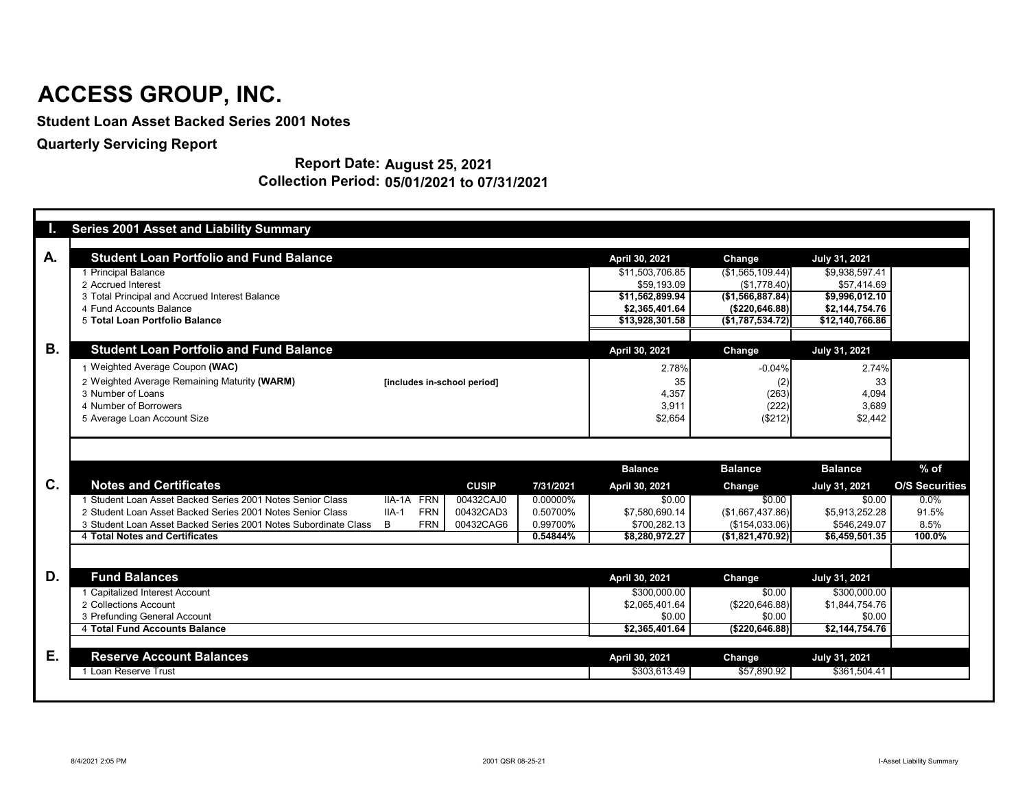# ACCESS GROUP, INC.

**Student Loan Asset Backed Series 2001 Notes**

**Quarterly Servicing Report**

**Report Date: August 25, 2021**

**Collection Period: 05/01/2021 to 07/31/2021**

## I. Series 2001 Asset and Liability Summary

### A. Student Loan Portfolio and Fund Balance

| | | April 30, 2021 | Change | July 31, 2021 |
|---|---|---|---|---|
| 1 | Principal Balance | $11,503,706.85 | ($1,565,109.44) | $9,938,597.41 |
| 2 | Accrued Interest | $59,193.09 | ($1,778.40) | $57,414.69 |
| 3 | Total Principal and Accrued Interest Balance | **$11,562,899.94** | **($1,566,887.84)** | **$9,996,012.10** |
| 4 | Fund Accounts Balance | **$2,365,401.64** | **($220,646.88)** | **$2,144,754.76** |
| 5 | **Total Loan Portfolio Balance** | **$13,928,301.58** | **($1,787,534.72)** | **$12,140,766.86** |

### B. Student Loan Portfolio and Fund Balance

| | | | April 30, 2021 | Change | July 31, 2021 |
|---|---|---|---|---|---|
| 1 | Weighted Average Coupon **(WAC)** | | 2.78% | -0.04% | 2.74% |
| 2 | Weighted Average Remaining Maturity **(WARM)** | **[includes in-school period]** | 35 | (2) | 33 |
| 3 | Number of Loans | | 4,357 | (263) | 4,094 |
| 4 | Number of Borrowers | | 3,911 | (222) | 3,689 |
| 5 | Average Loan Account Size | | $2,654 | ($212) | $2,442 |

### C. Notes and Certificates

| | Notes and Certificates | | | CUSIP | 7/31/2021 | Balance April 30, 2021 | Balance Change | Balance July 31, 2021 | % of O/S Securities |
|---|---|---|---|---|---|---|---|---|---|
| 1 | Student Loan Asset Backed Series 2001 Notes Senior Class | IIA-1A | FRN | 00432CAJ0 | 0.00000% | $0.00 | $0.00 | $0.00 | 0.0% |
| 2 | Student Loan Asset Backed Series 2001 Notes Senior Class | IIA-1 | FRN | 00432CAD3 | 0.50700% | $7,580,690.14 | ($1,667,437.86) | $5,913,252.28 | 91.5% |
| 3 | Student Loan Asset Backed Series 2001 Notes Subordinate Class | B | FRN | 00432CAG6 | 0.99700% | $700,282.13 | ($154,033.06) | $546,249.07 | 8.5% |
| 4 | **Total Notes and Certificates** | | | | **0.54844%** | **$8,280,972.27** | **($1,821,470.92)** | **$6,459,501.35** | **100.0%** |

### D. Fund Balances

| | | April 30, 2021 | Change | July 31, 2021 |
|---|---|---|---|---|
| 1 | Capitalized Interest Account | $300,000.00 | $0.00 | $300,000.00 |
| 2 | Collections Account | $2,065,401.64 | ($220,646.88) | $1,844,754.76 |
| 3 | Prefunding General Account | $0.00 | $0.00 | $0.00 |
| 4 | **Total Fund Accounts Balance** | **$2,365,401.64** | **($220,646.88)** | **$2,144,754.76** |

### E. Reserve Account Balances

| | | April 30, 2021 | Change | July 31, 2021 |
|---|---|---|---|---|
| 1 | Loan Reserve Trust | $303,613.49 | $57,890.92 | $361,504.41 |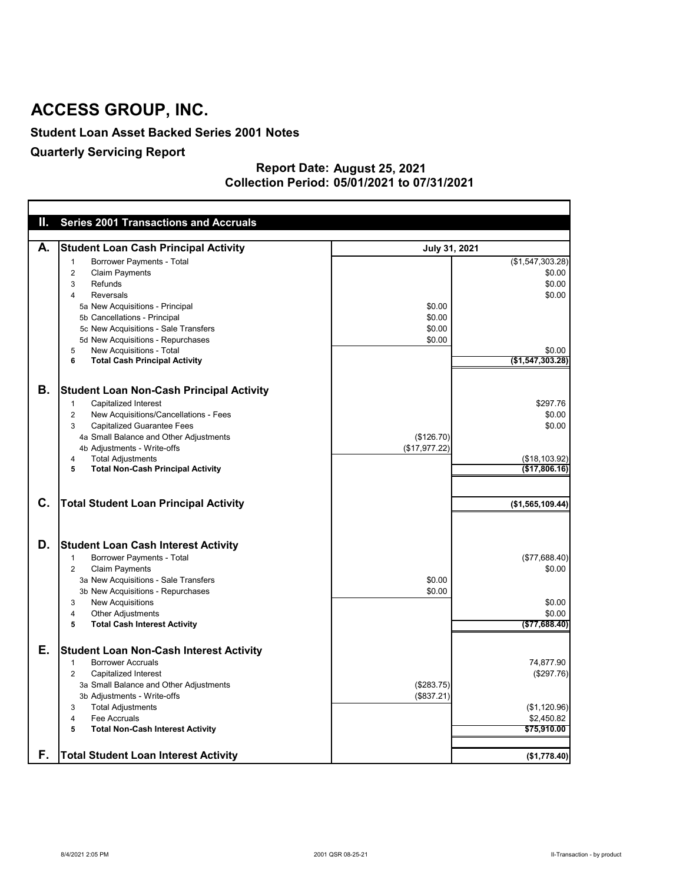# ACCESS GROUP, INC.

**Student Loan Asset Backed Series 2001 Notes**

**Quarterly Servicing Report**

**Report Date: August 25, 2021**
**Collection Period: 05/01/2021 to 07/31/2021**

## II. Series 2001 Transactions and Accruals

| | | | July 31, 2021 |
|---|---|---|---|
| **A.** | **Student Loan Cash Principal Activity** | | |
| | 1 Borrower Payments - Total | | ($1,547,303.28) |
| | 2 Claim Payments | | $0.00 |
| | 3 Refunds | | $0.00 |
| | 4 Reversals | | $0.00 |
| | 5a New Acquisitions - Principal | $0.00 | |
| | 5b Cancellations - Principal | $0.00 | |
| | 5c New Acquisitions - Sale Transfers | $0.00 | |
| | 5d New Acquisitions - Repurchases | $0.00 | |
| | 5 New Acquisitions - Total | | $0.00 |
| | **6 Total Cash Principal Activity** | | **($1,547,303.28)** |
| **B.** | **Student Loan Non-Cash Principal Activity** | | |
| | 1 Capitalized Interest | | $297.76 |
| | 2 New Acquisitions/Cancellations - Fees | | $0.00 |
| | 3 Capitalized Guarantee Fees | | $0.00 |
| | 4a Small Balance and Other Adjustments | ($126.70) | |
| | 4b Adjustments - Write-offs | ($17,977.22) | |
| | 4 Total Adjustments | | ($18,103.92) |
| | **5 Total Non-Cash Principal Activity** | | **($17,806.16)** |
| **C.** | **Total Student Loan Principal Activity** | | **($1,565,109.44)** |
| **D.** | **Student Loan Cash Interest Activity** | | |
| | 1 Borrower Payments - Total | | ($77,688.40) |
| | 2 Claim Payments | | $0.00 |
| | 3a New Acquisitions - Sale Transfers | $0.00 | |
| | 3b New Acquisitions - Repurchases | $0.00 | |
| | 3 New Acquisitions | | $0.00 |
| | 4 Other Adjustments | | $0.00 |
| | **5 Total Cash Interest Activity** | | **($77,688.40)** |
| **E.** | **Student Loan Non-Cash Interest Activity** | | |
| | 1 Borrower Accruals | | 74,877.90 |
| | 2 Capitalized Interest | | ($297.76) |
| | 3a Small Balance and Other Adjustments | ($283.75) | |
| | 3b Adjustments - Write-offs | ($837.21) | |
| | 3 Total Adjustments | | ($1,120.96) |
| | 4 Fee Accruals | | $2,450.82 |
| | **5 Total Non-Cash Interest Activity** | | **$75,910.00** |
| **F.** | **Total Student Loan Interest Activity** | | **($1,778.40)** |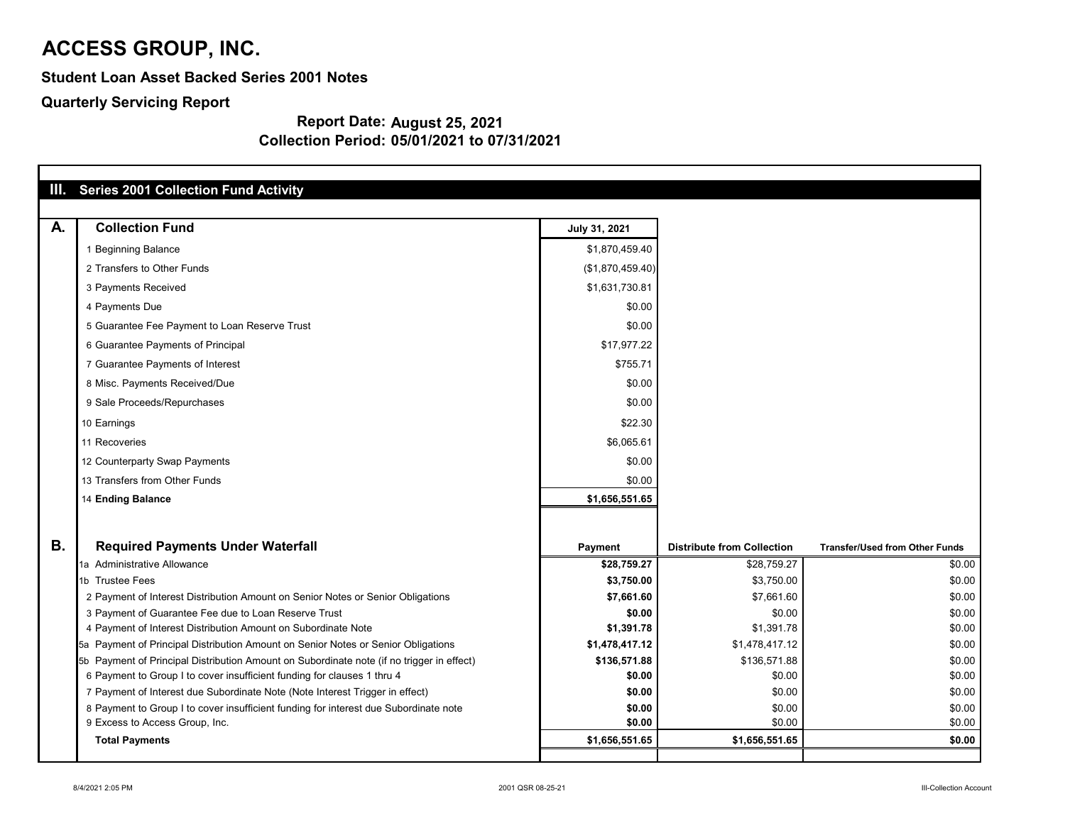# ACCESS GROUP, INC.

## Student Loan Asset Backed Series 2001 Notes

## Quarterly Servicing Report

**Report Date: August 25, 2021**
**Collection Period: 05/01/2021 to 07/31/2021**

## III. Series 2001 Collection Fund Activity

### A. Collection Fund

| | | July 31, 2021 |
|---|---|---|
| 1 | Beginning Balance | $1,870,459.40 |
| 2 | Transfers to Other Funds | ($1,870,459.40) |
| 3 | Payments Received | $1,631,730.81 |
| 4 | Payments Due | $0.00 |
| 5 | Guarantee Fee Payment to Loan Reserve Trust | $0.00 |
| 6 | Guarantee Payments of Principal | $17,977.22 |
| 7 | Guarantee Payments of Interest | $755.71 |
| 8 | Misc. Payments Received/Due | $0.00 |
| 9 | Sale Proceeds/Repurchases | $0.00 |
| 10 | Earnings | $22.30 |
| 11 | Recoveries | $6,065.61 |
| 12 | Counterparty Swap Payments | $0.00 |
| 13 | Transfers from Other Funds | $0.00 |
| 14 | **Ending Balance** | **$1,656,551.65** |

### B. Required Payments Under Waterfall

| | | Payment | Distribute from Collection | Transfer/Used from Other Funds |
|---|---|---|---|---|
| 1a | Administrative Allowance | **$28,759.27** | $28,759.27 | $0.00 |
| 1b | Trustee Fees | **$3,750.00** | $3,750.00 | $0.00 |
| 2 | Payment of Interest Distribution Amount on Senior Notes or Senior Obligations | **$7,661.60** | $7,661.60 | $0.00 |
| 3 | Payment of Guarantee Fee due to Loan Reserve Trust | **$0.00** | $0.00 | $0.00 |
| 4 | Payment of Interest Distribution Amount on Subordinate Note | **$1,391.78** | $1,391.78 | $0.00 |
| 5a | Payment of Principal Distribution Amount on Senior Notes or Senior Obligations | **$1,478,417.12** | $1,478,417.12 | $0.00 |
| 5b | Payment of Principal Distribution Amount on Subordinate note (if no trigger in effect) | **$136,571.88** | $136,571.88 | $0.00 |
| 6 | Payment to Group I to cover insufficient funding for clauses 1 thru 4 | **$0.00** | $0.00 | $0.00 |
| 7 | Payment of Interest due Subordinate Note (Note Interest Trigger in effect) | **$0.00** | $0.00 | $0.00 |
| 8 | Payment to Group I to cover insufficient funding for interest due Subordinate note | **$0.00** | $0.00 | $0.00 |
| 9 | Excess to Access Group, Inc. | **$0.00** | $0.00 | $0.00 |
| | **Total Payments** | **$1,656,551.65** | **$1,656,551.65** | **$0.00** |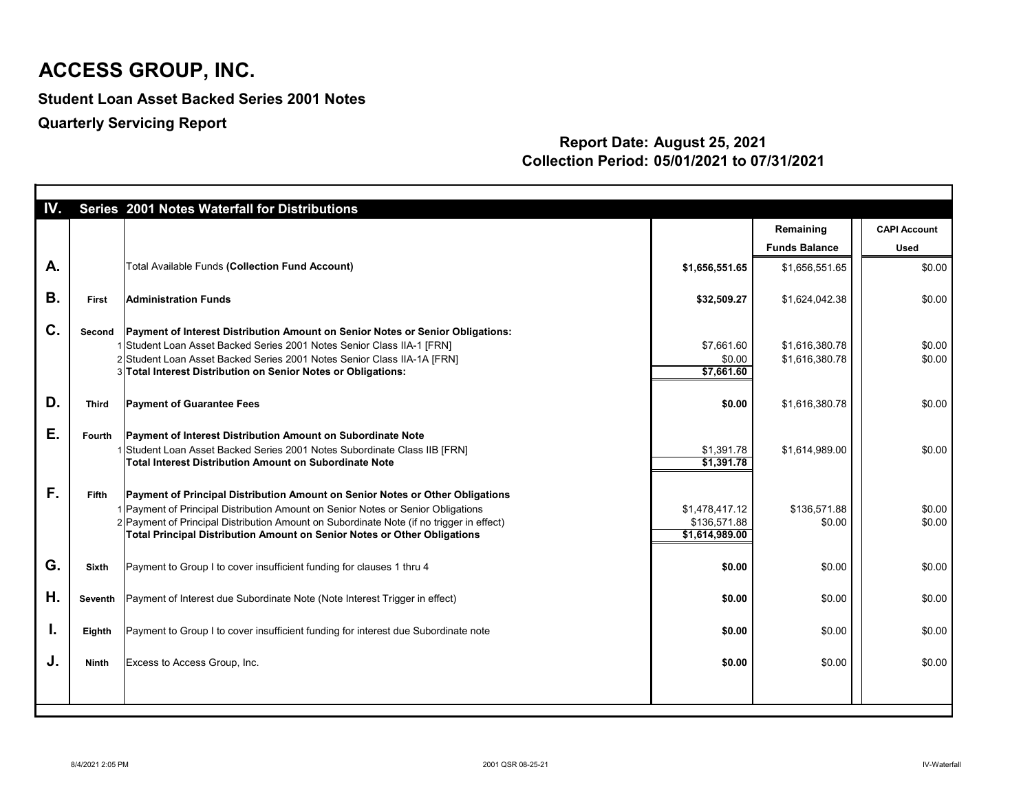# ACCESS GROUP, INC.

## Student Loan Asset Backed Series 2001 Notes

## Quarterly Servicing Report

**Report Date: August 25, 2021**
**Collection Period: 05/01/2021 to 07/31/2021**

| IV. | Series | 2001 Notes Waterfall for Distributions | | Remaining Funds Balance | CAPI Account Used |
|---|---|---|---|---|---|
| A. | | Total Available Funds **(Collection Fund Account)** | **$1,656,551.65** | $1,656,551.65 | $0.00 |
| B. | First | **Administration Funds** | **$32,509.27** | $1,624,042.38 | $0.00 |
| C. | Second | **Payment of Interest Distribution Amount on Senior Notes or Senior Obligations:** | | | |
| | 1 | Student Loan Asset Backed Series 2001 Notes Senior Class IIA-1 [FRN] | $7,661.60 | $1,616,380.78 | $0.00 |
| | 2 | Student Loan Asset Backed Series 2001 Notes Senior Class IIA-1A [FRN] | $0.00 | $1,616,380.78 | $0.00 |
| | 3 | **Total Interest Distribution on Senior Notes or Obligations:** | **$7,661.60** | | |
| D. | Third | **Payment of Guarantee Fees** | **$0.00** | $1,616,380.78 | $0.00 |
| E. | Fourth | **Payment of Interest Distribution Amount on Subordinate Note** | | | |
| | 1 | Student Loan Asset Backed Series 2001 Notes Subordinate Class IIB [FRN] | $1,391.78 | $1,614,989.00 | $0.00 |
| | | **Total Interest Distribution Amount on Subordinate Note** | **$1,391.78** | | |
| F. | Fifth | **Payment of Principal Distribution Amount on Senior Notes or Other Obligations** | | | |
| | 1 | Payment of Principal Distribution Amount on Senior Notes or Senior Obligations | $1,478,417.12 | $136,571.88 | $0.00 |
| | 2 | Payment of Principal Distribution Amount on Subordinate Note (if no trigger in effect) | $136,571.88 | $0.00 | $0.00 |
| | | **Total Principal Distribution Amount on Senior Notes or Other Obligations** | **$1,614,989.00** | | |
| G. | Sixth | Payment to Group I to cover insufficient funding for clauses 1 thru 4 | **$0.00** | $0.00 | $0.00 |
| H. | Seventh | Payment of Interest due Subordinate Note (Note Interest Trigger in effect) | **$0.00** | $0.00 | $0.00 |
| I. | Eighth | Payment to Group I to cover insufficient funding for interest due Subordinate note | **$0.00** | $0.00 | $0.00 |
| J. | Ninth | Excess to Access Group, Inc. | **$0.00** | $0.00 | $0.00 |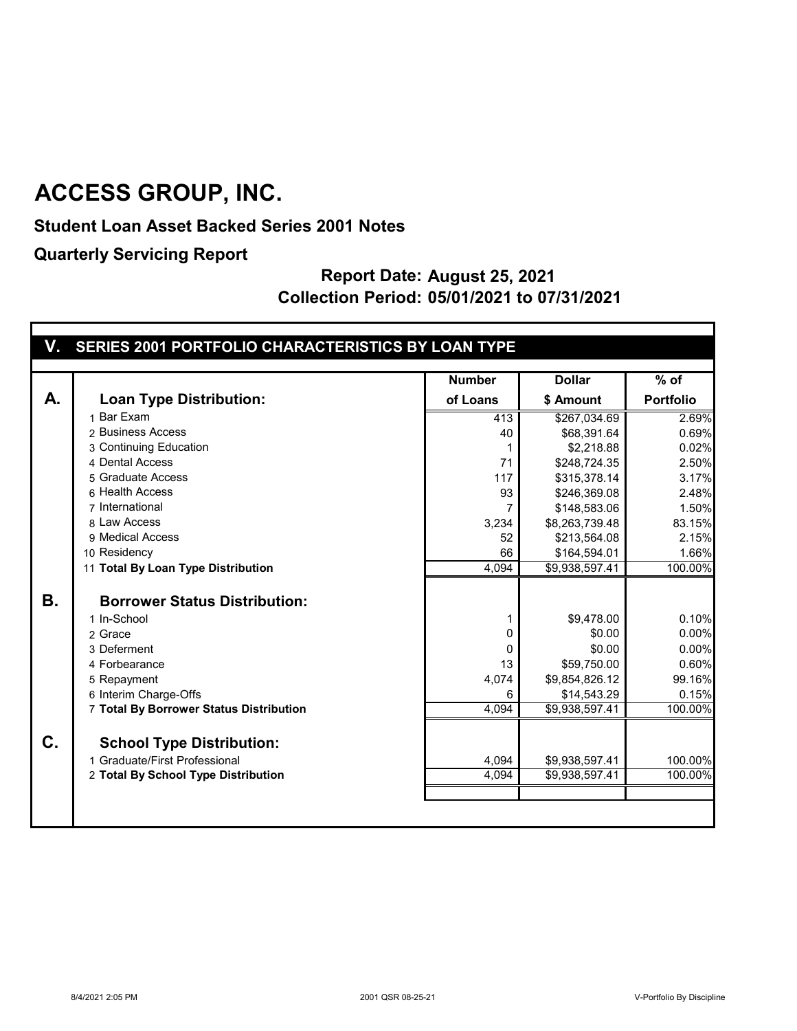# ACCESS GROUP, INC.

**Student Loan Asset Backed Series 2001 Notes**

**Quarterly Servicing Report**

**Report Date: August 25, 2021**

**Collection Period: 05/01/2021 to 07/31/2021**

## V. SERIES 2001 PORTFOLIO CHARACTERISTICS BY LOAN TYPE

| | | Number of Loans | Dollar $ Amount | % of Portfolio |
|---|---|---|---|---|
| **A.** | **Loan Type Distribution:** | | | |
| | 1 Bar Exam | 413 | $267,034.69 | 2.69% |
| | 2 Business Access | 40 | $68,391.64 | 0.69% |
| | 3 Continuing Education | 1 | $2,218.88 | 0.02% |
| | 4 Dental Access | 71 | $248,724.35 | 2.50% |
| | 5 Graduate Access | 117 | $315,378.14 | 3.17% |
| | 6 Health Access | 93 | $246,369.08 | 2.48% |
| | 7 International | 7 | $148,583.06 | 1.50% |
| | 8 Law Access | 3,234 | $8,263,739.48 | 83.15% |
| | 9 Medical Access | 52 | $213,564.08 | 2.15% |
| | 10 Residency | 66 | $164,594.01 | 1.66% |
| | 11 **Total By Loan Type Distribution** | 4,094 | $9,938,597.41 | 100.00% |
| **B.** | **Borrower Status Distribution:** | | | |
| | 1 In-School | 1 | $9,478.00 | 0.10% |
| | 2 Grace | 0 | $0.00 | 0.00% |
| | 3 Deferment | 0 | $0.00 | 0.00% |
| | 4 Forbearance | 13 | $59,750.00 | 0.60% |
| | 5 Repayment | 4,074 | $9,854,826.12 | 99.16% |
| | 6 Interim Charge-Offs | 6 | $14,543.29 | 0.15% |
| | 7 **Total By Borrower Status Distribution** | 4,094 | $9,938,597.41 | 100.00% |
| **C.** | **School Type Distribution:** | | | |
| | 1 Graduate/First Professional | 4,094 | $9,938,597.41 | 100.00% |
| | 2 **Total By School Type Distribution** | 4,094 | $9,938,597.41 | 100.00% |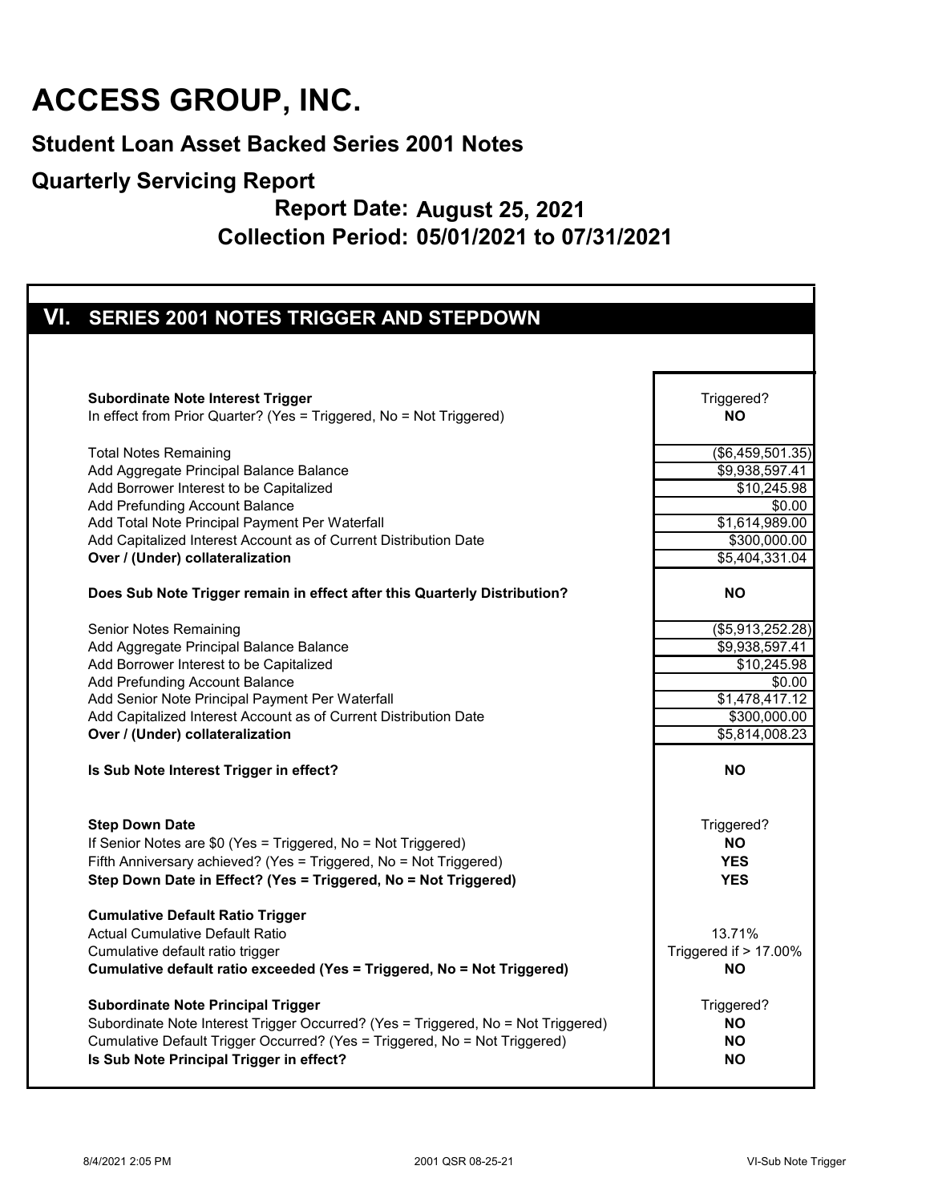# ACCESS GROUP, INC.

## Student Loan Asset Backed Series 2001 Notes

## Quarterly Servicing Report

**Report Date: August 25, 2021**

**Collection Period: 05/01/2021 to 07/31/2021**

## VI. SERIES 2001 NOTES TRIGGER AND STEPDOWN

| | |
|---|---|
| **Subordinate Note Interest Trigger** | Triggered? |
| In effect from Prior Quarter? (Yes = Triggered, No = Not Triggered) | **NO** |
| | |
| Total Notes Remaining | ($6,459,501.35) |
| Add Aggregate Principal Balance Balance | $9,938,597.41 |
| Add Borrower Interest to be Capitalized | $10,245.98 |
| Add Prefunding Account Balance | $0.00 |
| Add Total Note Principal Payment Per Waterfall | $1,614,989.00 |
| Add Capitalized Interest Account as of Current Distribution Date | $300,000.00 |
| **Over / (Under) collateralization** | $5,404,331.04 |
| | |
| **Does Sub Note Trigger remain in effect after this Quarterly Distribution?** | **NO** |
| | |
| Senior Notes Remaining | ($5,913,252.28) |
| Add Aggregate Principal Balance Balance | $9,938,597.41 |
| Add Borrower Interest to be Capitalized | $10,245.98 |
| Add Prefunding Account Balance | $0.00 |
| Add Senior Note Principal Payment Per Waterfall | $1,478,417.12 |
| Add Capitalized Interest Account as of Current Distribution Date | $300,000.00 |
| **Over / (Under) collateralization** | $5,814,008.23 |
| | |
| **Is Sub Note Interest Trigger in effect?** | **NO** |
| | |
| **Step Down Date** | Triggered? |
| If Senior Notes are $0 (Yes = Triggered, No = Not Triggered) | **NO** |
| Fifth Anniversary achieved? (Yes = Triggered, No = Not Triggered) | **YES** |
| **Step Down Date in Effect? (Yes = Triggered, No = Not Triggered)** | **YES** |
| | |
| **Cumulative Default Ratio Trigger** | |
| Actual Cumulative Default Ratio | 13.71% |
| Cumulative default ratio trigger | Triggered if > 17.00% |
| **Cumulative default ratio exceeded (Yes = Triggered, No = Not Triggered)** | **NO** |
| | |
| **Subordinate Note Principal Trigger** | Triggered? |
| Subordinate Note Interest Trigger Occurred? (Yes = Triggered, No = Not Triggered) | **NO** |
| Cumulative Default Trigger Occurred? (Yes = Triggered, No = Not Triggered) | **NO** |
| **Is Sub Note Principal Trigger in effect?** | **NO** |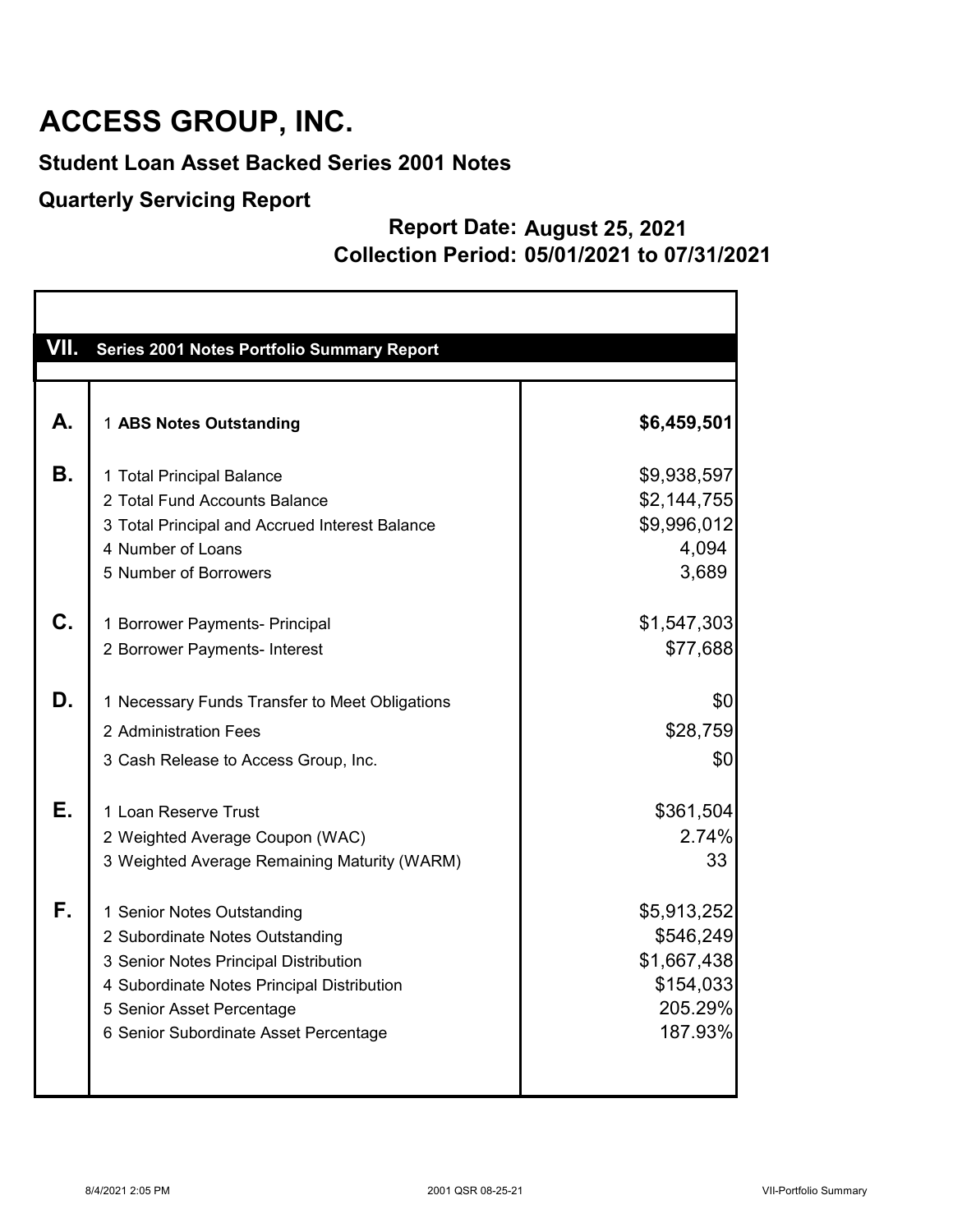# ACCESS GROUP, INC.

## Student Loan Asset Backed Series 2001 Notes

## Quarterly Servicing Report

**Report Date: August 25, 2021**
**Collection Period: 05/01/2021 to 07/31/2021**

### VII. Series 2001 Notes Portfolio Summary Report

| | | |
|---|---|---|
| **A.** | 1 **ABS Notes Outstanding** | **$6,459,501** |
| **B.** | 1 Total Principal Balance | $9,938,597 |
| | 2 Total Fund Accounts Balance | $2,144,755 |
| | 3 Total Principal and Accrued Interest Balance | $9,996,012 |
| | 4 Number of Loans | 4,094 |
| | 5 Number of Borrowers | 3,689 |
| **C.** | 1 Borrower Payments- Principal | $1,547,303 |
| | 2 Borrower Payments- Interest | $77,688 |
| **D.** | 1 Necessary Funds Transfer to Meet Obligations | $0 |
| | 2 Administration Fees | $28,759 |
| | 3 Cash Release to Access Group, Inc. | $0 |
| **E.** | 1 Loan Reserve Trust | $361,504 |
| | 2 Weighted Average Coupon (WAC) | 2.74% |
| | 3 Weighted Average Remaining Maturity (WARM) | 33 |
| **F.** | 1 Senior Notes Outstanding | $5,913,252 |
| | 2 Subordinate Notes Outstanding | $546,249 |
| | 3 Senior Notes Principal Distribution | $1,667,438 |
| | 4 Subordinate Notes Principal Distribution | $154,033 |
| | 5 Senior Asset Percentage | 205.29% |
| | 6 Senior Subordinate Asset Percentage | 187.93% |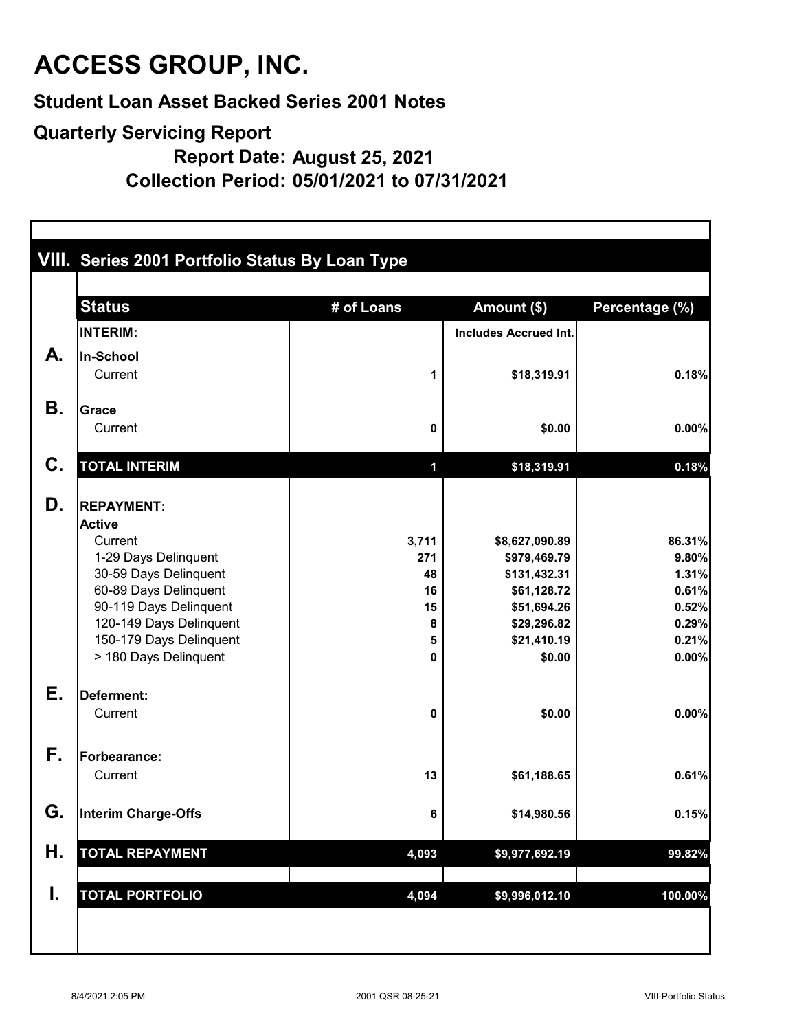# ACCESS GROUP, INC.

## Student Loan Asset Backed Series 2001 Notes

## Quarterly Servicing Report

**Report Date: August 25, 2021**

**Collection Period: 05/01/2021 to 07/31/2021**

### VIII. Series 2001 Portfolio Status By Loan Type

| | Status | # of Loans | Amount ($) | Percentage (%) |
|---|---|---|---|---|
| | **INTERIM:** | | **Includes Accrued Int.** | |
| **A.** | **In-School** | | | |
| | Current | 1 | $18,319.91 | 0.18% |
| **B.** | **Grace** | | | |
| | Current | 0 | $0.00 | 0.00% |
| **C.** | **TOTAL INTERIM** | **1** | **$18,319.91** | **0.18%** |
| **D.** | **REPAYMENT:** | | | |
| | **Active** | | | |
| | Current | 3,711 | $8,627,090.89 | 86.31% |
| | 1-29 Days Delinquent | 271 | $979,469.79 | 9.80% |
| | 30-59 Days Delinquent | 48 | $131,432.31 | 1.31% |
| | 60-89 Days Delinquent | 16 | $61,128.72 | 0.61% |
| | 90-119 Days Delinquent | 15 | $51,694.26 | 0.52% |
| | 120-149 Days Delinquent | 8 | $29,296.82 | 0.29% |
| | 150-179 Days Delinquent | 5 | $21,410.19 | 0.21% |
| | > 180 Days Delinquent | 0 | $0.00 | 0.00% |
| **E.** | **Deferment:** | | | |
| | Current | 0 | $0.00 | 0.00% |
| **F.** | **Forbearance:** | | | |
| | Current | 13 | $61,188.65 | 0.61% |
| **G.** | **Interim Charge-Offs** | 6 | $14,980.56 | 0.15% |
| **H.** | **TOTAL REPAYMENT** | **4,093** | **$9,977,692.19** | **99.82%** |
| **I.** | **TOTAL PORTFOLIO** | **4,094** | **$9,996,012.10** | **100.00%** |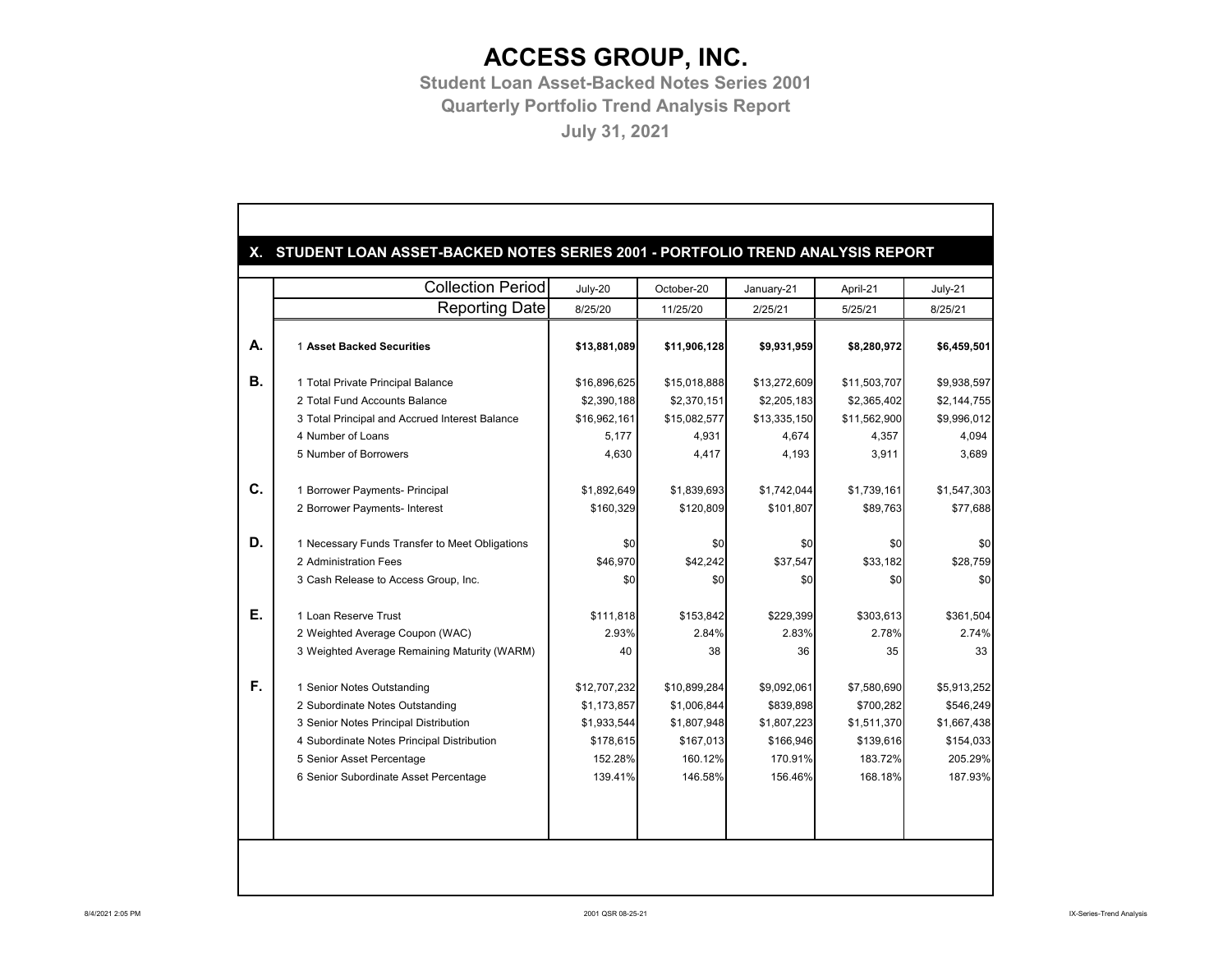# ACCESS GROUP, INC.

## Student Loan Asset-Backed Notes Series 2001

## Quarterly Portfolio Trend Analysis Report

## July 31, 2021

### X. STUDENT LOAN ASSET-BACKED NOTES SERIES 2001 - PORTFOLIO TREND ANALYSIS REPORT

| | Collection Period | July-20 | October-20 | January-21 | April-21 | July-21 |
|---|---|---|---|---|---|---|
| | Reporting Date | 8/25/20 | 11/25/20 | 2/25/21 | 5/25/21 | 8/25/21 |
| **A.** | 1 **Asset Backed Securities** | **$13,881,089** | **$11,906,128** | **$9,931,959** | **$8,280,972** | **$6,459,501** |
| **B.** | 1 Total Private Principal Balance | $16,896,625 | $15,018,888 | $13,272,609 | $11,503,707 | $9,938,597 |
| | 2 Total Fund Accounts Balance | $2,390,188 | $2,370,151 | $2,205,183 | $2,365,402 | $2,144,755 |
| | 3 Total Principal and Accrued Interest Balance | $16,962,161 | $15,082,577 | $13,335,150 | $11,562,900 | $9,996,012 |
| | 4 Number of Loans | 5,177 | 4,931 | 4,674 | 4,357 | 4,094 |
| | 5 Number of Borrowers | 4,630 | 4,417 | 4,193 | 3,911 | 3,689 |
| **C.** | 1 Borrower Payments- Principal | $1,892,649 | $1,839,693 | $1,742,044 | $1,739,161 | $1,547,303 |
| | 2 Borrower Payments- Interest | $160,329 | $120,809 | $101,807 | $89,763 | $77,688 |
| **D.** | 1 Necessary Funds Transfer to Meet Obligations | $0 | $0 | $0 | $0 | $0 |
| | 2 Administration Fees | $46,970 | $42,242 | $37,547 | $33,182 | $28,759 |
| | 3 Cash Release to Access Group, Inc. | $0 | $0 | $0 | $0 | $0 |
| **E.** | 1 Loan Reserve Trust | $111,818 | $153,842 | $229,399 | $303,613 | $361,504 |
| | 2 Weighted Average Coupon (WAC) | 2.93% | 2.84% | 2.83% | 2.78% | 2.74% |
| | 3 Weighted Average Remaining Maturity (WARM) | 40 | 38 | 36 | 35 | 33 |
| **F.** | 1 Senior Notes Outstanding | $12,707,232 | $10,899,284 | $9,092,061 | $7,580,690 | $5,913,252 |
| | 2 Subordinate Notes Outstanding | $1,173,857 | $1,006,844 | $839,898 | $700,282 | $546,249 |
| | 3 Senior Notes Principal Distribution | $1,933,544 | $1,807,948 | $1,807,223 | $1,511,370 | $1,667,438 |
| | 4 Subordinate Notes Principal Distribution | $178,615 | $167,013 | $166,946 | $139,616 | $154,033 |
| | 5 Senior Asset Percentage | 152.28% | 160.12% | 170.91% | 183.72% | 205.29% |
| | 6 Senior Subordinate Asset Percentage | 139.41% | 146.58% | 156.46% | 168.18% | 187.93% |